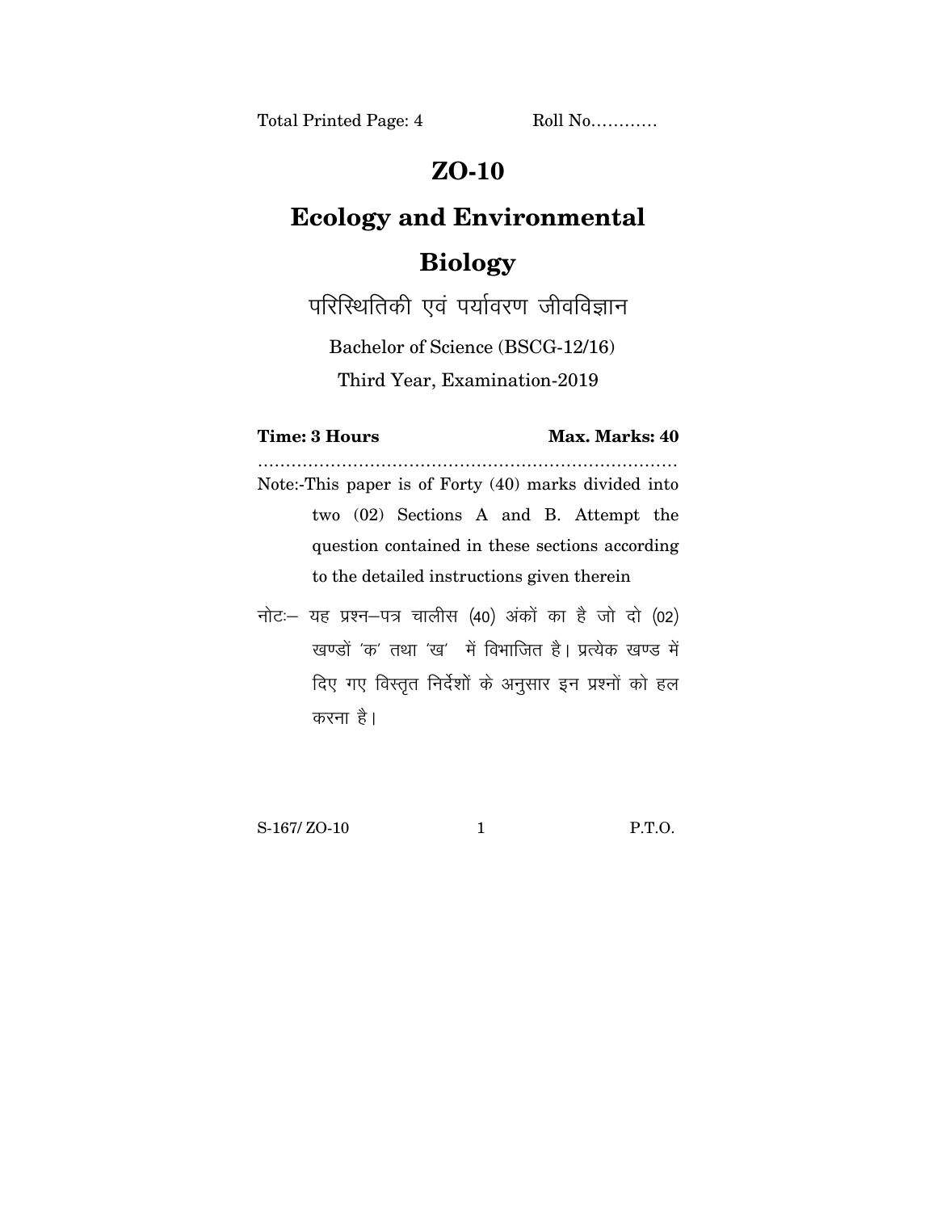Total Printed Page: 4 Roll No…………

# ZO-10

# Ecology and Environmental Biology

## परिस्थितिकी एवं पर्यावरण जीवविज्ञान

Bachelor of Science (BSCG-12/16)

Third Year, Examination-2019

**Time: 3 Hours** **Max. Marks: 40**

…………………………………………………………………

Note:-This paper is of Forty (40) marks divided into two (02) Sections A and B. Attempt the question contained in these sections according to the detailed instructions given therein

नोटः– यह प्रश्न–पत्र चालीस (40) अंकों का है जो दो (02) खण्डों 'क' तथा 'ख' में विभाजित है। प्रत्येक खण्ड में दिए गए विस्तृत निर्देशों के अनुसार इन प्रश्नों को हल करना है।

S-167/ ZO-10 P.T.O.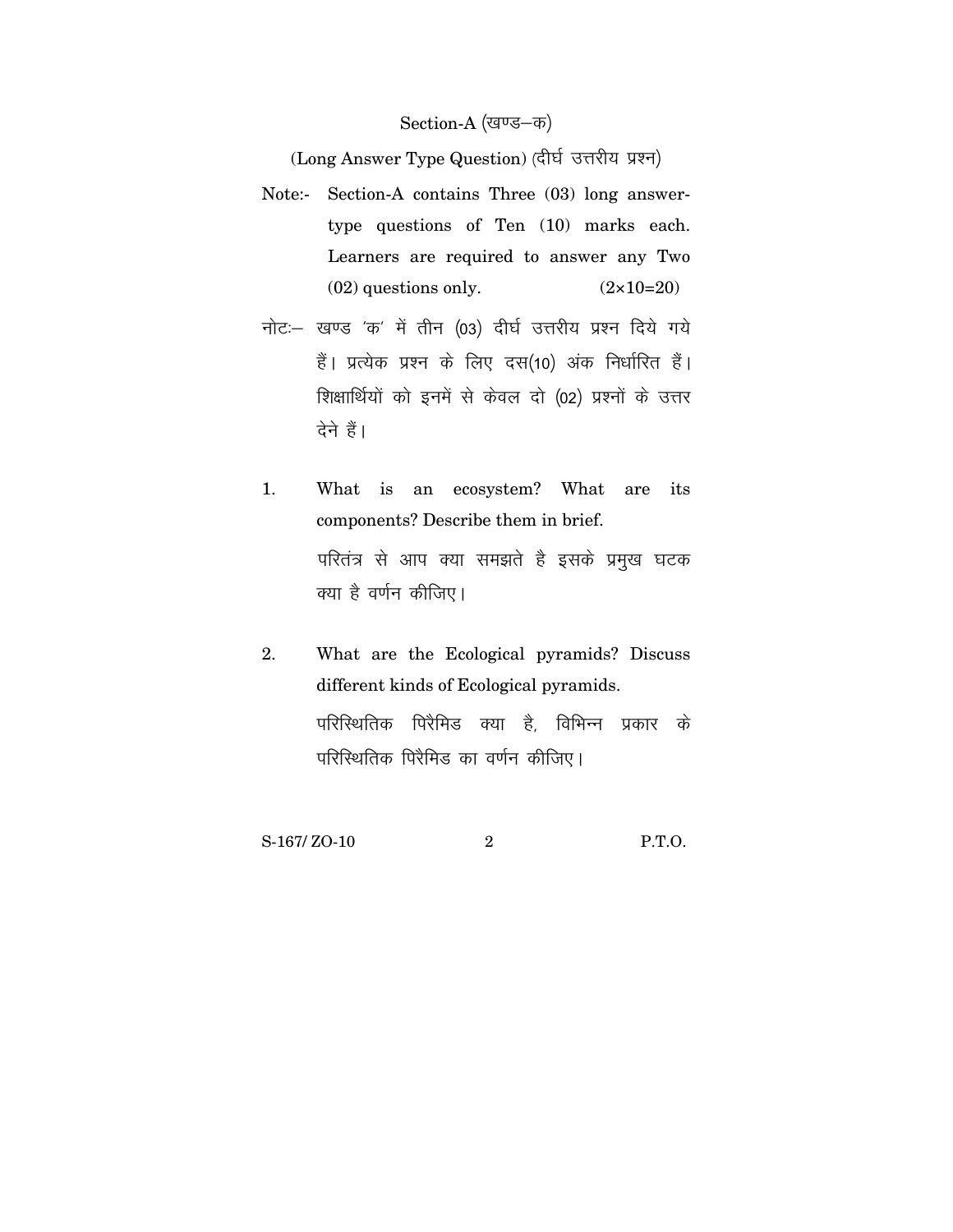## Section-A (खण्ड–क)

### (Long Answer Type Question) (दीर्घ उत्तरीय प्रश्न)

Note:- Section-A contains Three (03) long answer-type questions of Ten (10) marks each. Learners are required to answer any Two (02) questions only. (2×10=20)

नोटः– खण्ड 'क' में तीन (03) दीर्घ उत्तरीय प्रश्न दिये गये हैं। प्रत्येक प्रश्न के लिए दस(10) अंक निर्धारित हैं। शिक्षार्थियों को इनमें से केवल दो (02) प्रश्नों के उत्तर देने हैं।

1. What is an ecosystem? What are its components? Describe them in brief.

   परितंत्र से आप क्या समझते है इसके प्रमुख घटक क्या है वर्णन कीजिए।

2. What are the Ecological pyramids? Discuss different kinds of Ecological pyramids.

   परिस्थितिक पिरैमिड क्या है, विभिन्न प्रकार के परिस्थितिक पिरैमिड का वर्णन कीजिए।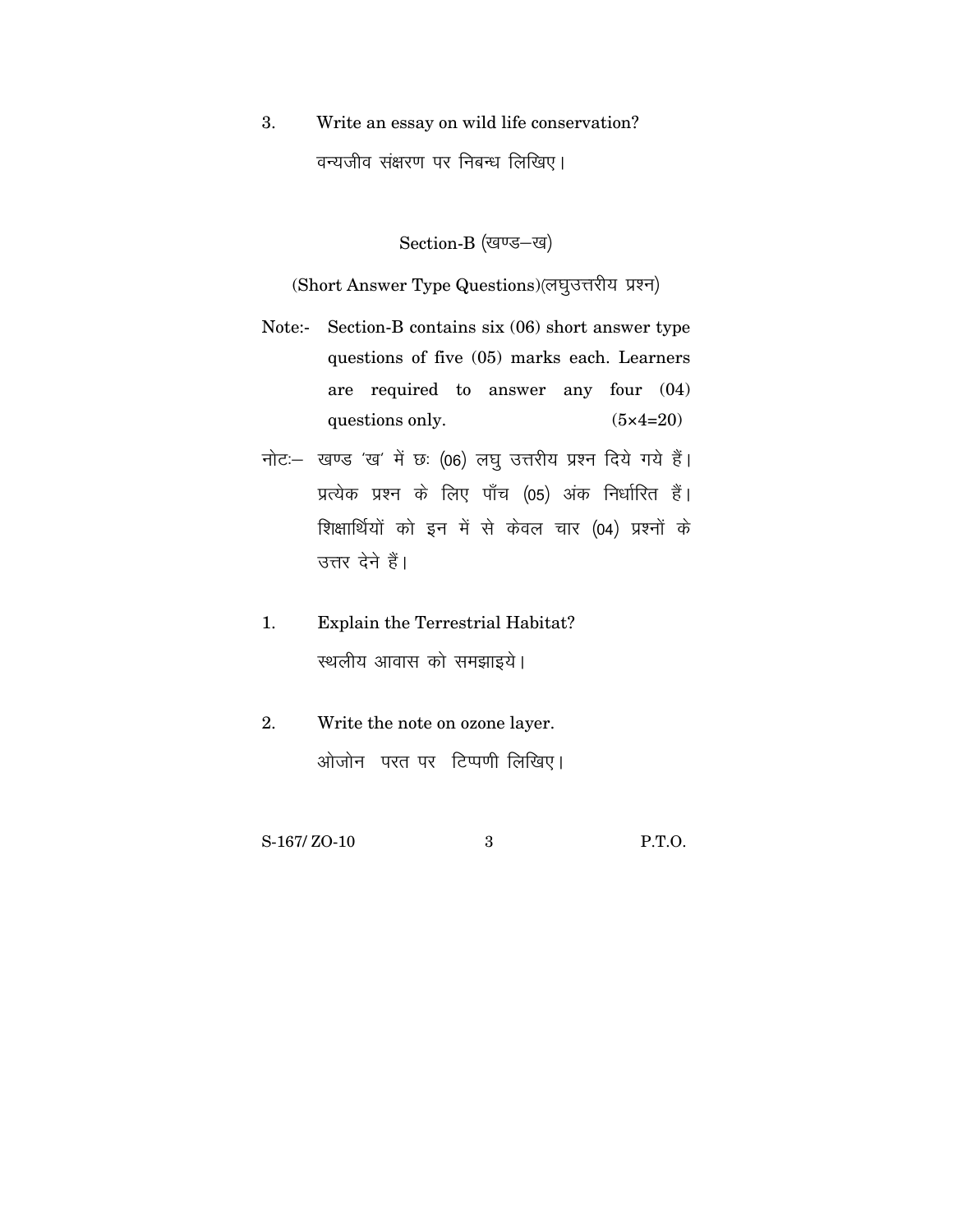3. Write an essay on wild life conservation?

   वन्यजीव संक्षरण पर निबन्ध लिखिए।

## Section-B (खण्ड–ख)

### (Short Answer Type Questions)(लघुउत्तरीय प्रश्न)

Note:- Section-B contains six (06) short answer type questions of five (05) marks each. Learners are required to answer any four (04) questions only. (5×4=20)

नोटः– खण्ड 'ख' में छः (06) लघु उत्तरीय प्रश्न दिये गये हैं। प्रत्येक प्रश्न के लिए पाँच (05) अंक निर्धारित हैं। शिक्षार्थियों को इन में से केवल चार (04) प्रश्नों के उत्तर देने हैं।

1. Explain the Terrestrial Habitat?

   स्थलीय आवास को समझाइये।

2. Write the note on ozone layer.

   ओजोन परत पर टिप्पणी लिखिए।

S-167/ ZO-10 P.T.O.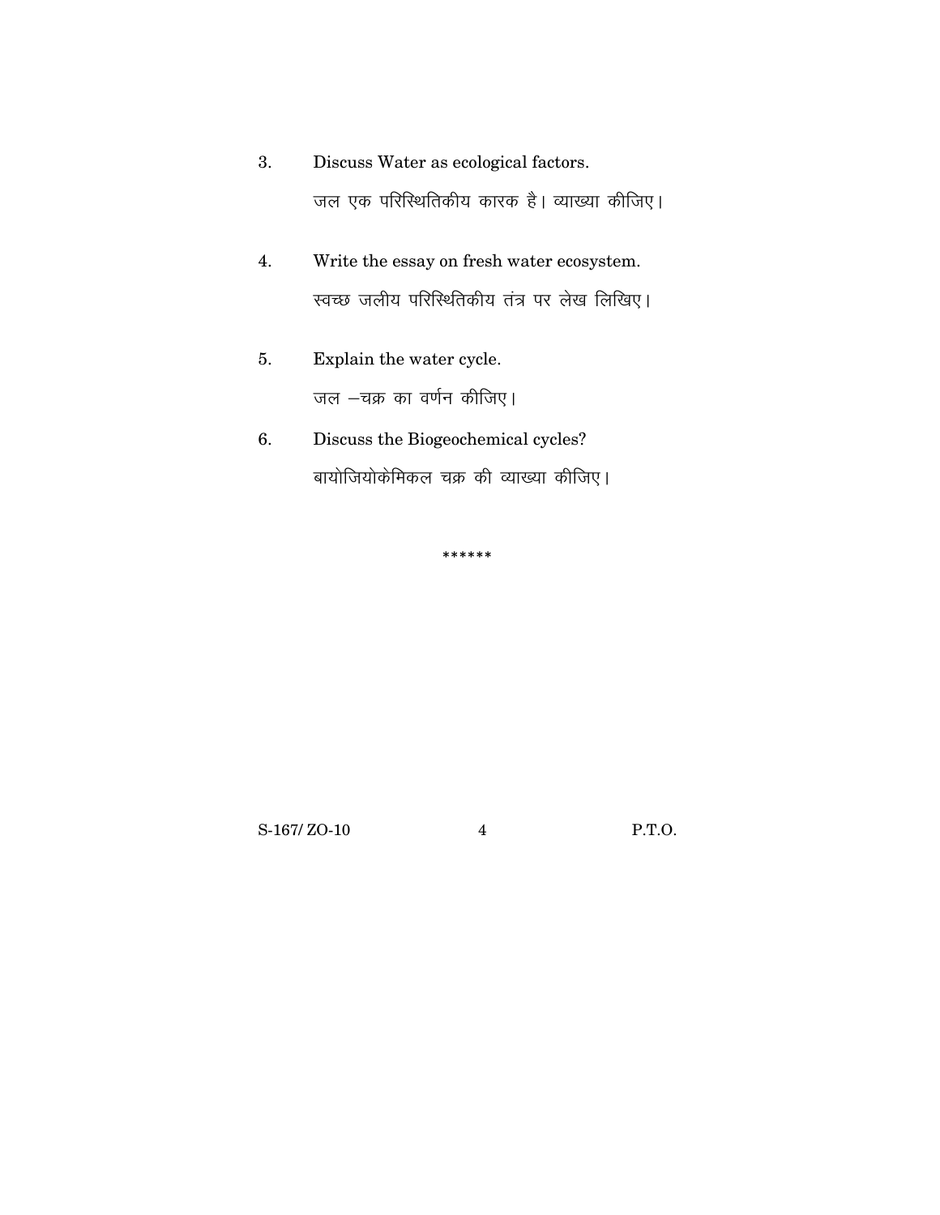3. Discuss Water as ecological factors.

   जल एक परिस्थितिकीय कारक है। व्याख्या कीजिए।

4. Write the essay on fresh water ecosystem.

   स्वच्छ जलीय परिस्थितिकीय तंत्र पर लेख लिखिए।

5. Explain the water cycle.

   जल –चक्र का वर्णन कीजिए।

6. Discuss the Biogeochemical cycles?

   बायोजियोकेमिकल चक्र की व्याख्या कीजिए।

******

S-167/ ZO-10 P.T.O.